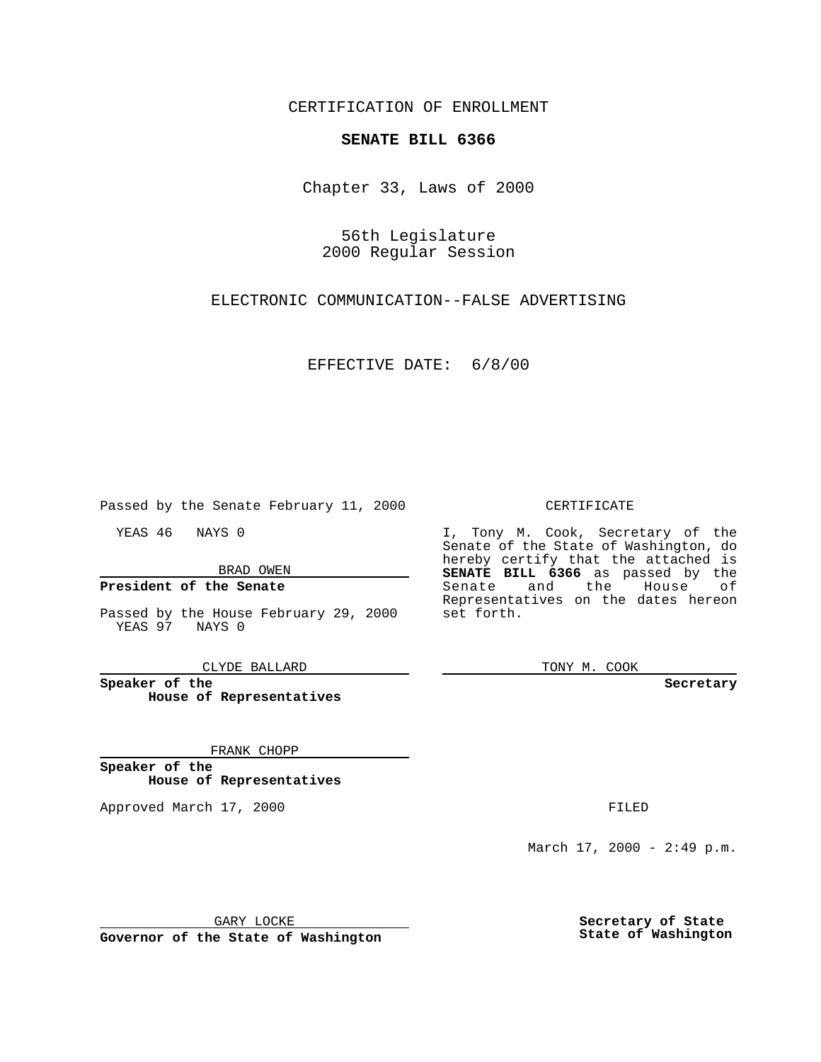CERTIFICATION OF ENROLLMENT

**SENATE BILL 6366**

Chapter 33, Laws of 2000

56th Legislature
2000 Regular Session

ELECTRONIC COMMUNICATION--FALSE ADVERTISING

EFFECTIVE DATE: 6/8/00

Passed by the Senate February 11, 2000

YEAS 46 NAYS 0

BRAD OWEN

**President of the Senate**

Passed by the House February 29, 2000
YEAS 97 NAYS 0

CLYDE BALLARD

**Speaker of the House of Representatives**

FRANK CHOPP

**Speaker of the House of Representatives**

Approved March 17, 2000

GARY LOCKE

**Governor of the State of Washington**

CERTIFICATE

I, Tony M. Cook, Secretary of the Senate of the State of Washington, do hereby certify that the attached is **SENATE BILL 6366** as passed by the Senate and the House of Representatives on the dates hereon set forth.

TONY M. COOK

**Secretary**

FILED

March 17, 2000 - 2:49 p.m.

**Secretary of State State of Washington**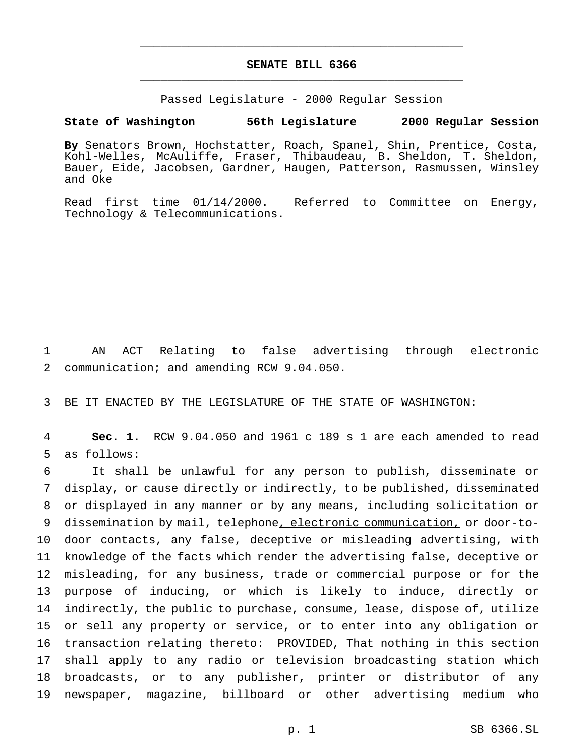# SENATE BILL 6366

Passed Legislature - 2000 Regular Session

**State of Washington 56th Legislature 2000 Regular Session**

**By** Senators Brown, Hochstatter, Roach, Spanel, Shin, Prentice, Costa, Kohl-Welles, McAuliffe, Fraser, Thibaudeau, B. Sheldon, T. Sheldon, Bauer, Eide, Jacobsen, Gardner, Haugen, Patterson, Rasmussen, Winsley and Oke

Read first time 01/14/2000. Referred to Committee on Energy, Technology & Telecommunications.

1 AN ACT Relating to false advertising through electronic
2 communication; and amending RCW 9.04.050.

3 BE IT ENACTED BY THE LEGISLATURE OF THE STATE OF WASHINGTON:

4 **Sec. 1.** RCW 9.04.050 and 1961 c 189 s 1 are each amended to read
5 as follows:

6 It shall be unlawful for any person to publish, disseminate or
7 display, or cause directly or indirectly, to be published, disseminated
8 or displayed in any manner or by any means, including solicitation or
9 dissemination by mail, telephone<u>, electronic communication,</u> or door-to-
10 door contacts, any false, deceptive or misleading advertising, with
11 knowledge of the facts which render the advertising false, deceptive or
12 misleading, for any business, trade or commercial purpose or for the
13 purpose of inducing, or which is likely to induce, directly or
14 indirectly, the public to purchase, consume, lease, dispose of, utilize
15 or sell any property or service, or to enter into any obligation or
16 transaction relating thereto: PROVIDED, That nothing in this section
17 shall apply to any radio or television broadcasting station which
18 broadcasts, or to any publisher, printer or distributor of any
19 newspaper, magazine, billboard or other advertising medium who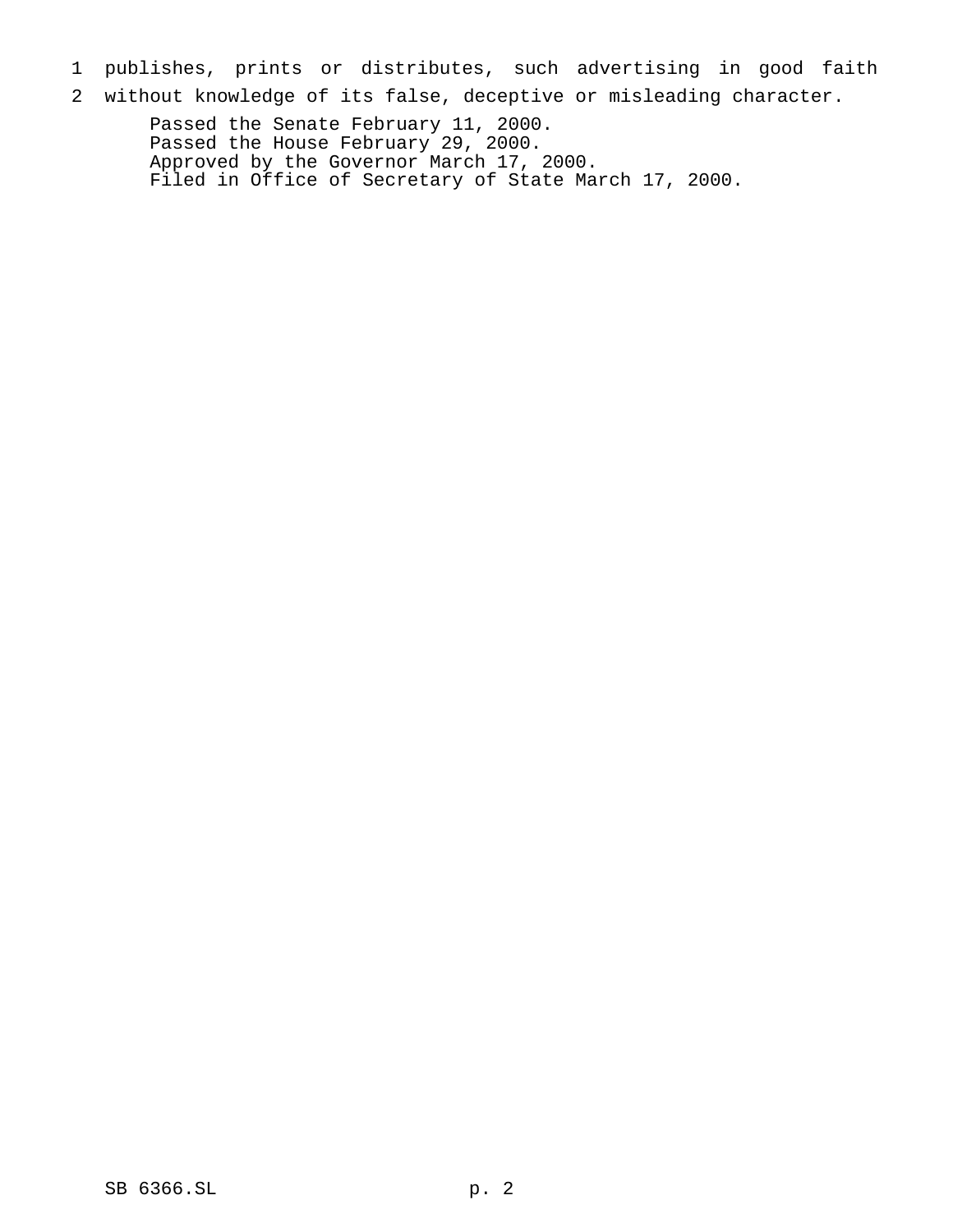publishes, prints or distributes, such advertising in good faith without knowledge of its false, deceptive or misleading character.

Passed the Senate February 11, 2000.
Passed the House February 29, 2000.
Approved by the Governor March 17, 2000.
Filed in Office of Secretary of State March 17, 2000.